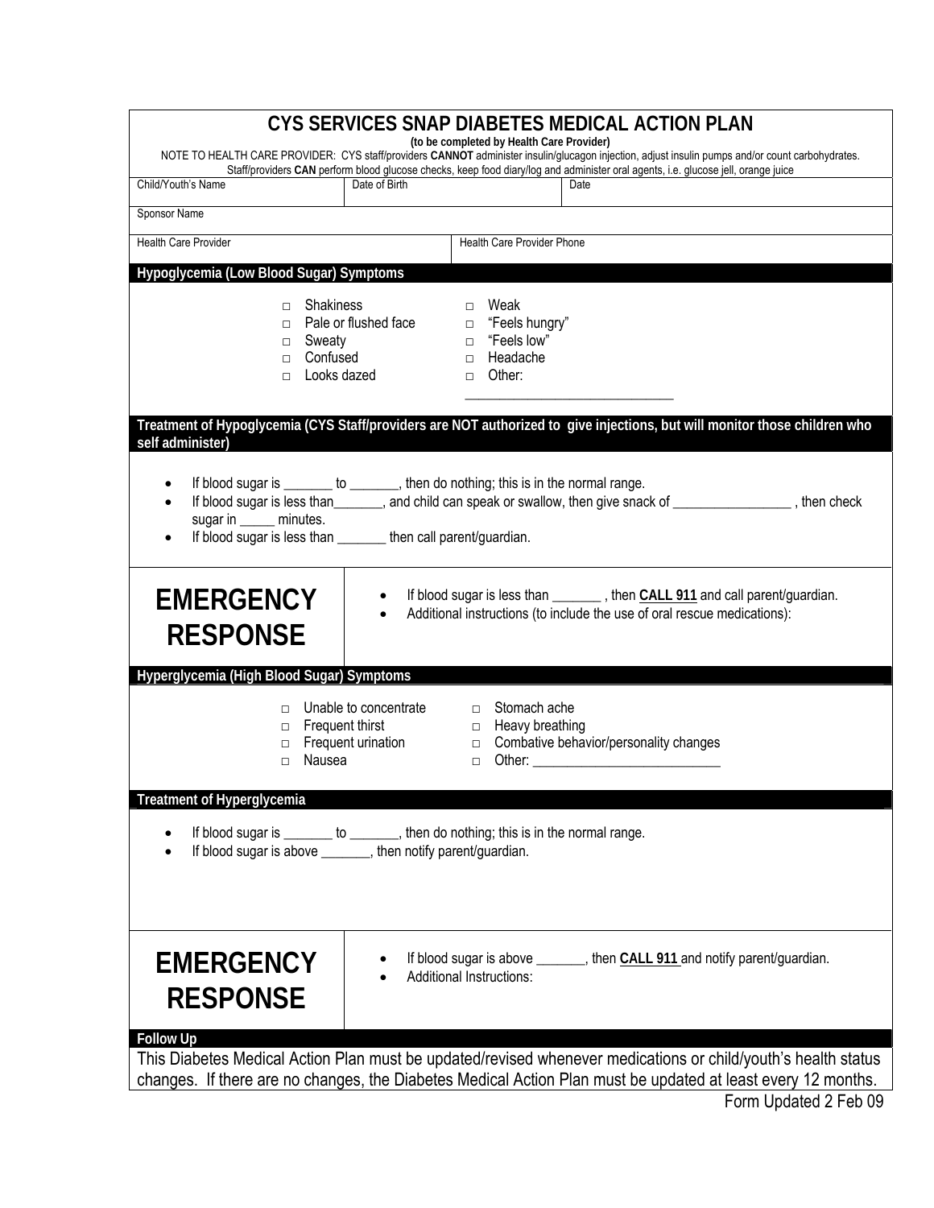# CYS SERVICES SNAP DIABETES MEDICAL ACTION PLAN

**(to be completed by Health Care Provider)**

NOTE TO HEALTH CARE PROVIDER: CYS staff/providers **CANNOT** administer insulin/glucagon injection, adjust insulin pumps and/or count carbohydrates. Staff/providers **CAN** perform blood glucose checks, keep food diary/log and administer oral agents, i.e. glucose jell, orange juice

| Child/Youth's Name | Date of Birth | Date |
|---|---|---|
| | | |

| Sponsor Name |
|---|
| |

| Health Care Provider | Health Care Provider Phone |
|---|---|
| | |

## Hypoglycemia (Low Blood Sugar) Symptoms

- □ Shakiness
- □ Pale or flushed face
- □ Sweaty
- □ Confused
- □ Looks dazed
- □ Weak
- □ "Feels hungry"
- □ "Feels low"
- □ Headache
- □ Other: ______________________________

## Treatment of Hypoglycemia (CYS Staff/providers are NOT authorized to give injections, but will monitor those children who self administer)

- If blood sugar is _______ to _______, then do nothing; this is in the normal range.
- If blood sugar is less than_______, and child can speak or swallow, then give snack of _________________ , then check sugar in _____ minutes.
- If blood sugar is less than _______ then call parent/guardian.

## EMERGENCY RESPONSE

- If blood sugar is less than _______ , then **CALL 911** and call parent/guardian.
- Additional instructions (to include the use of oral rescue medications):

## Hyperglycemia (High Blood Sugar) Symptoms

- □ Unable to concentrate
- □ Frequent thirst
- □ Frequent urination
- □ Nausea
- □ Stomach ache
- □ Heavy breathing
- □ Combative behavior/personality changes
- □ Other: ___________________________

## Treatment of Hyperglycemia

- If blood sugar is _______ to _______, then do nothing; this is in the normal range.
- If blood sugar is above _______, then notify parent/guardian.

## EMERGENCY RESPONSE

- If blood sugar is above _______, then **CALL 911** and notify parent/guardian.
- Additional Instructions:

## Follow Up

This Diabetes Medical Action Plan must be updated/revised whenever medications or child/youth's health status changes. If there are no changes, the Diabetes Medical Action Plan must be updated at least every 12 months.

Form Updated 2 Feb 09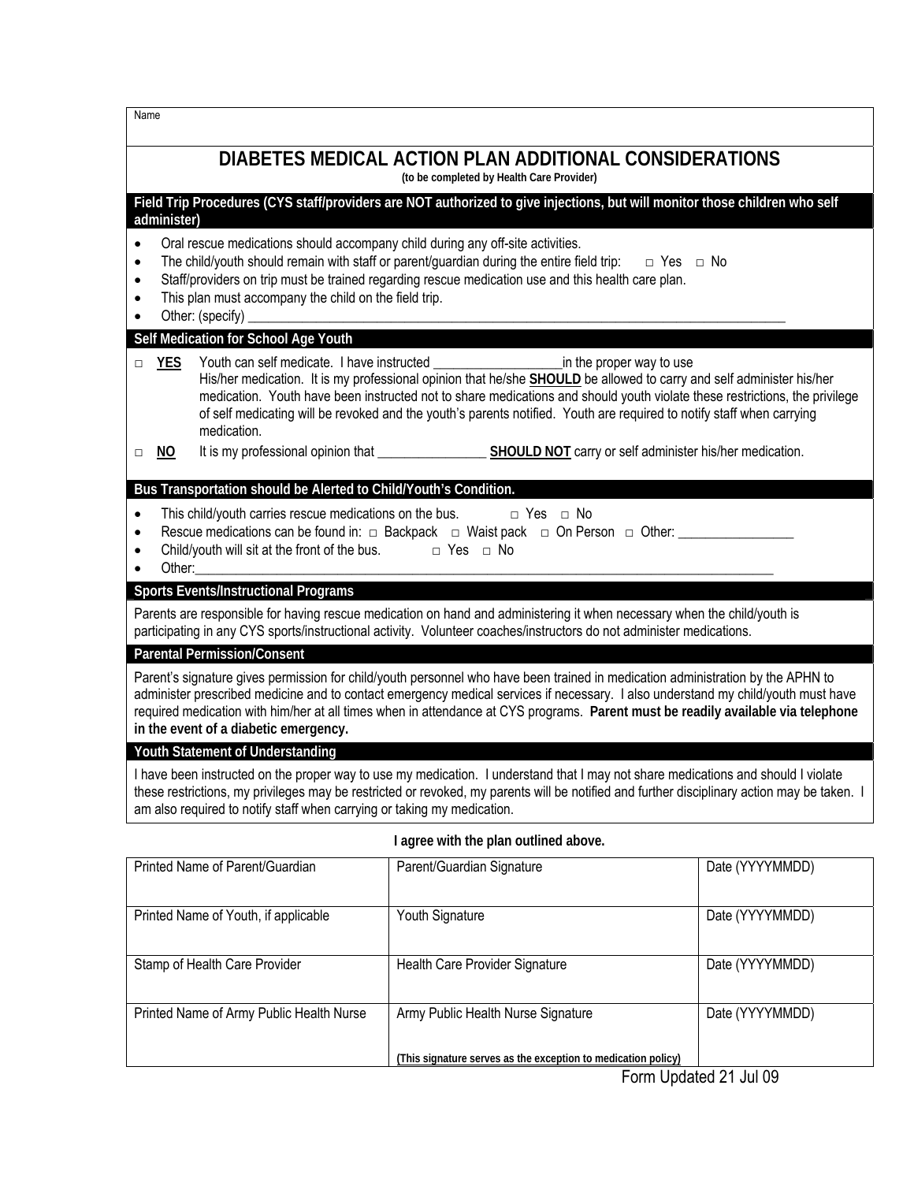Name

# DIABETES MEDICAL ACTION PLAN ADDITIONAL CONSIDERATIONS

**(to be completed by Health Care Provider)**

**Field Trip Procedures (CYS staff/providers are NOT authorized to give injections, but will monitor those children who self administer)**

- Oral rescue medications should accompany child during any off-site activities.
- The child/youth should remain with staff or parent/guardian during the entire field trip: □ Yes □ No
- Staff/providers on trip must be trained regarding rescue medication use and this health care plan.
- This plan must accompany the child on the field trip.
- Other: (specify) ___________________________________________________________________________

**Self Medication for School Age Youth**

□ **YES** Youth can self medicate. I have instructed __________________in the proper way to use His/her medication. It is my professional opinion that he/she **SHOULD** be allowed to carry and self administer his/her medication. Youth have been instructed not to share medications and should youth violate these restrictions, the privilege of self medicating will be revoked and the youth's parents notified. Youth are required to notify staff when carrying medication.

□ **NO** It is my professional opinion that ________________ **SHOULD NOT** carry or self administer his/her medication.

**Bus Transportation should be Alerted to Child/Youth's Condition.**

- This child/youth carries rescue medications on the bus. □ Yes □ No
- Rescue medications can be found in: □ Backpack □ Waist pack □ On Person □ Other: ________________
- Child/youth will sit at the front of the bus. □ Yes □ No
- Other:___________________________________________________________________________________

**Sports Events/Instructional Programs**

Parents are responsible for having rescue medication on hand and administering it when necessary when the child/youth is participating in any CYS sports/instructional activity. Volunteer coaches/instructors do not administer medications.

**Parental Permission/Consent**

Parent's signature gives permission for child/youth personnel who have been trained in medication administration by the APHN to administer prescribed medicine and to contact emergency medical services if necessary. I also understand my child/youth must have required medication with him/her at all times when in attendance at CYS programs. **Parent must be readily available via telephone in the event of a diabetic emergency.**

**Youth Statement of Understanding**

I have been instructed on the proper way to use my medication. I understand that I may not share medications and should I violate these restrictions, my privileges may be restricted or revoked, my parents will be notified and further disciplinary action may be taken. I am also required to notify staff when carrying or taking my medication.

**I agree with the plan outlined above.**

| | | |
|---|---|---|
| Printed Name of Parent/Guardian | Parent/Guardian Signature | Date (YYYYMMDD) |
| Printed Name of Youth, if applicable | Youth Signature | Date (YYYYMMDD) |
| Stamp of Health Care Provider | Health Care Provider Signature | Date (YYYYMMDD) |
| Printed Name of Army Public Health Nurse | Army Public Health Nurse Signature<br>**(This signature serves as the exception to medication policy)** | Date (YYYYMMDD) |

Form Updated 21 Jul 09